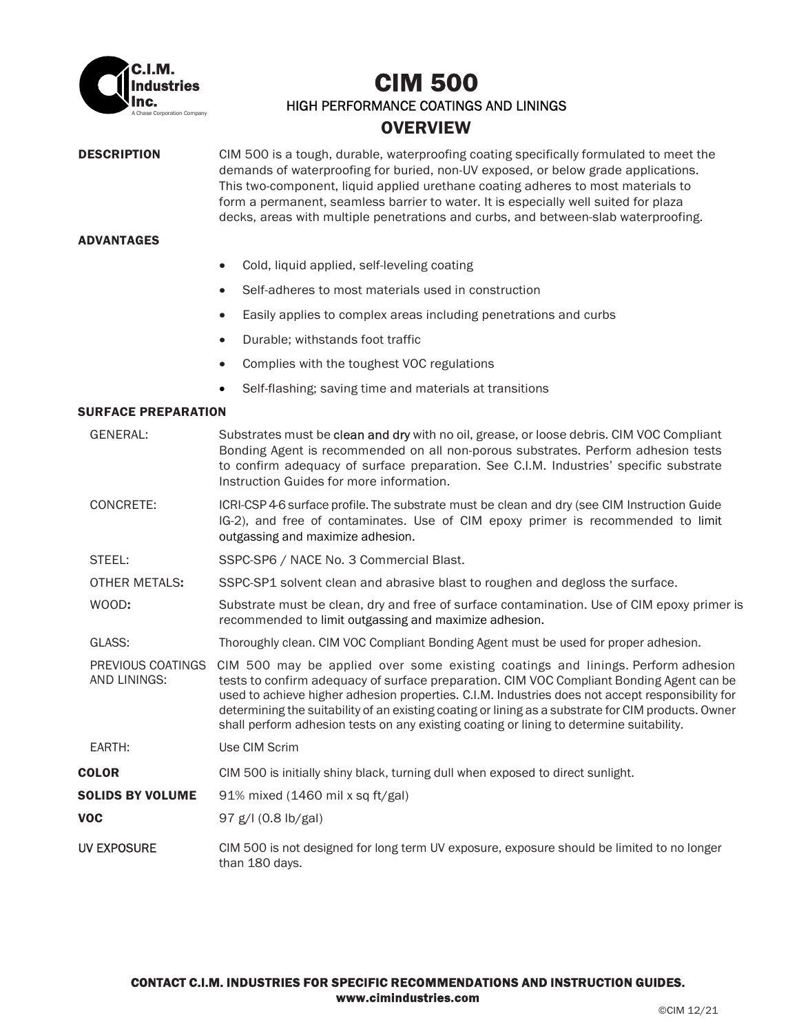# CIM 500

HIGH PERFORMANCE COATINGS AND LININGS

## OVERVIEW

**DESCRIPTION**

CIM 500 is a tough, durable, waterproofing coating specifically formulated to meet the demands of waterproofing for buried, non-UV exposed, or below grade applications. This two-component, liquid applied urethane coating adheres to most materials to form a permanent, seamless barrier to water. It is especially well suited for plaza decks, areas with multiple penetrations and curbs, and between-slab waterproofing.

**ADVANTAGES**

- Cold, liquid applied, self-leveling coating
- Self-adheres to most materials used in construction
- Easily applies to complex areas including penetrations and curbs
- Durable; withstands foot traffic
- Complies with the toughest VOC regulations
- Self-flashing; saving time and materials at transitions

**SURFACE PREPARATION**

GENERAL: Substrates must be clean and dry with no oil, grease, or loose debris. CIM VOC Compliant Bonding Agent is recommended on all non-porous substrates. Perform adhesion tests to confirm adequacy of surface preparation. See C.I.M. Industries' specific substrate Instruction Guides for more information.

CONCRETE: ICRI-CSP 4-6 surface profile. The substrate must be clean and dry (see CIM Instruction Guide IG-2), and free of contaminates. Use of CIM epoxy primer is recommended to limit outgassing and maximize adhesion.

STEEL: SSPC-SP6 / NACE No. 3 Commercial Blast.

OTHER METALS: SSPC-SP1 solvent clean and abrasive blast to roughen and degloss the surface.

WOOD: Substrate must be clean, dry and free of surface contamination. Use of CIM epoxy primer is recommended to limit outgassing and maximize adhesion.

GLASS: Thoroughly clean. CIM VOC Compliant Bonding Agent must be used for proper adhesion.

PREVIOUS COATINGS AND LININGS: CIM 500 may be applied over some existing coatings and linings. Perform adhesion tests to confirm adequacy of surface preparation. CIM VOC Compliant Bonding Agent can be used to achieve higher adhesion properties. C.I.M. Industries does not accept responsibility for determining the suitability of an existing coating or lining as a substrate for CIM products. Owner shall perform adhesion tests on any existing coating or lining to determine suitability.

EARTH: Use CIM Scrim

**COLOR** CIM 500 is initially shiny black, turning dull when exposed to direct sunlight.

**SOLIDS BY VOLUME** 91% mixed (1460 mil x sq ft/gal)

**VOC** 97 g/l (0.8 lb/gal)

UV EXPOSURE CIM 500 is not designed for long term UV exposure, exposure should be limited to no longer than 180 days.

**CONTACT C.I.M. INDUSTRIES FOR SPECIFIC RECOMMENDATIONS AND INSTRUCTION GUIDES.**
**www.cimindustries.com**

©CIM 12/21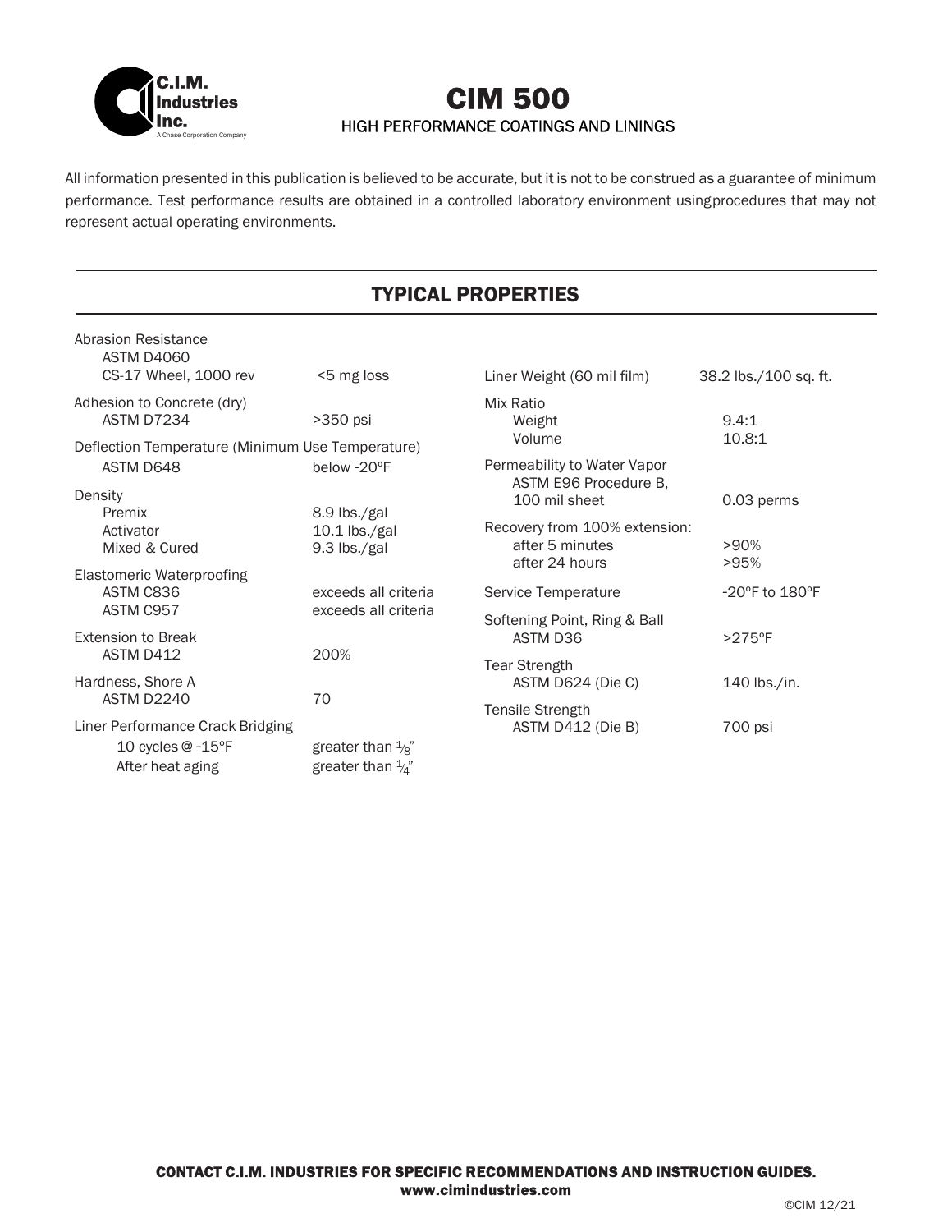# CIM 500

HIGH PERFORMANCE COATINGS AND LININGS

All information presented in this publication is believed to be accurate, but it is not to be construed as a guarantee of minimum performance. Test performance results are obtained in a controlled laboratory environment using procedures that may not represent actual operating environments.

## TYPICAL PROPERTIES

| Property | Value |
|---|---|
| Abrasion Resistance<br>ASTM D4060<br>CS-17 Wheel, 1000 rev | <5 mg loss |
| Adhesion to Concrete (dry)<br>ASTM D7234 | >350 psi |
| Deflection Temperature (Minimum Use Temperature)<br>ASTM D648 | below -20ºF |
| Density<br>Premix<br>Activator<br>Mixed & Cured | <br>8.9 lbs./gal<br>10.1 lbs./gal<br>9.3 lbs./gal |
| Elastomeric Waterproofing<br>ASTM C836<br>ASTM C957 | <br>exceeds all criteria<br>exceeds all criteria |
| Extension to Break<br>ASTM D412 | 200% |
| Hardness, Shore A<br>ASTM D2240 | 70 |
| Liner Performance Crack Bridging<br>10 cycles @ -15ºF<br>After heat aging | <br>greater than 1/8"<br>greater than 1/4" |
| Liner Weight (60 mil film) | 38.2 lbs./100 sq. ft. |
| Mix Ratio<br>Weight<br>Volume | <br>9.4:1<br>10.8:1 |
| Permeability to Water Vapor<br>ASTM E96 Procedure B,<br>100 mil sheet | 0.03 perms |
| Recovery from 100% extension:<br>after 5 minutes<br>after 24 hours | <br>>90%<br>>95% |
| Service Temperature | -20ºF to 180ºF |
| Softening Point, Ring & Ball<br>ASTM D36 | >275ºF |
| Tear Strength<br>ASTM D624 (Die C) | 140 lbs./in. |
| Tensile Strength<br>ASTM D412 (Die B) | 700 psi |

**CONTACT C.I.M. INDUSTRIES FOR SPECIFIC RECOMMENDATIONS AND INSTRUCTION GUIDES.**
**www.cimindustries.com**

©CIM 12/21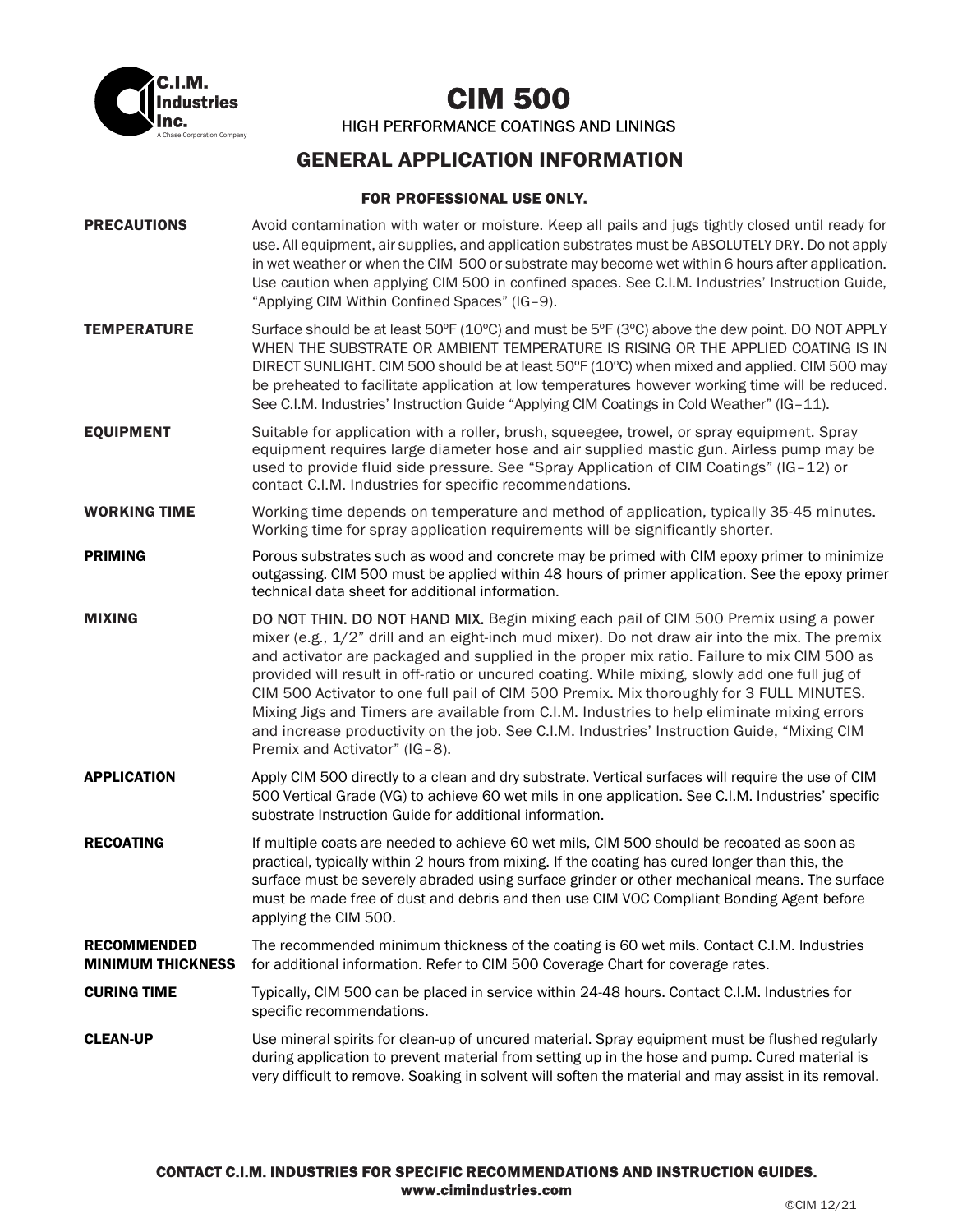C.I.M. Industries Inc.
A Chase Corporation Company

# CIM 500

HIGH PERFORMANCE COATINGS AND LININGS

## GENERAL APPLICATION INFORMATION

**FOR PROFESSIONAL USE ONLY.**

**PRECAUTIONS**
Avoid contamination with water or moisture. Keep all pails and jugs tightly closed until ready for use. All equipment, air supplies, and application substrates must be ABSOLUTELY DRY. Do not apply in wet weather or when the CIM 500 or substrate may become wet within 6 hours after application. Use caution when applying CIM 500 in confined spaces. See C.I.M. Industries' Instruction Guide, "Applying CIM Within Confined Spaces" (IG–9).

**TEMPERATURE**
Surface should be at least 50ºF (10ºC) and must be 5ºF (3ºC) above the dew point. DO NOT APPLY WHEN THE SUBSTRATE OR AMBIENT TEMPERATURE IS RISING OR THE APPLIED COATING IS IN DIRECT SUNLIGHT. CIM 500 should be at least 50ºF (10ºC) when mixed and applied. CIM 500 may be preheated to facilitate application at low temperatures however working time will be reduced. See C.I.M. Industries' Instruction Guide "Applying CIM Coatings in Cold Weather" (IG–11).

**EQUIPMENT**
Suitable for application with a roller, brush, squeegee, trowel, or spray equipment. Spray equipment requires large diameter hose and air supplied mastic gun. Airless pump may be used to provide fluid side pressure. See "Spray Application of CIM Coatings" (IG–12) or contact C.I.M. Industries for specific recommendations.

**WORKING TIME**
Working time depends on temperature and method of application, typically 35-45 minutes. Working time for spray application requirements will be significantly shorter.

**PRIMING**
Porous substrates such as wood and concrete may be primed with CIM epoxy primer to minimize outgassing. CIM 500 must be applied within 48 hours of primer application. See the epoxy primer technical data sheet for additional information.

**MIXING**
DO NOT THIN. DO NOT HAND MIX. Begin mixing each pail of CIM 500 Premix using a power mixer (e.g., 1/2" drill and an eight-inch mud mixer). Do not draw air into the mix. The premix and activator are packaged and supplied in the proper mix ratio. Failure to mix CIM 500 as provided will result in off-ratio or uncured coating. While mixing, slowly add one full jug of CIM 500 Activator to one full pail of CIM 500 Premix. Mix thoroughly for 3 FULL MINUTES. Mixing Jigs and Timers are available from C.I.M. Industries to help eliminate mixing errors and increase productivity on the job. See C.I.M. Industries' Instruction Guide, "Mixing CIM Premix and Activator" (IG–8).

**APPLICATION**
Apply CIM 500 directly to a clean and dry substrate. Vertical surfaces will require the use of CIM 500 Vertical Grade (VG) to achieve 60 wet mils in one application. See C.I.M. Industries' specific substrate Instruction Guide for additional information.

**RECOATING**
If multiple coats are needed to achieve 60 wet mils, CIM 500 should be recoated as soon as practical, typically within 2 hours from mixing. If the coating has cured longer than this, the surface must be severely abraded using surface grinder or other mechanical means. The surface must be made free of dust and debris and then use CIM VOC Compliant Bonding Agent before applying the CIM 500.

**RECOMMENDED MINIMUM THICKNESS**
The recommended minimum thickness of the coating is 60 wet mils. Contact C.I.M. Industries for additional information. Refer to CIM 500 Coverage Chart for coverage rates.

**CURING TIME**
Typically, CIM 500 can be placed in service within 24-48 hours. Contact C.I.M. Industries for specific recommendations.

**CLEAN-UP**
Use mineral spirits for clean-up of uncured material. Spray equipment must be flushed regularly during application to prevent material from setting up in the hose and pump. Cured material is very difficult to remove. Soaking in solvent will soften the material and may assist in its removal.

**CONTACT C.I.M. INDUSTRIES FOR SPECIFIC RECOMMENDATIONS AND INSTRUCTION GUIDES.**
**www.cimindustries.com**

©CIM 12/21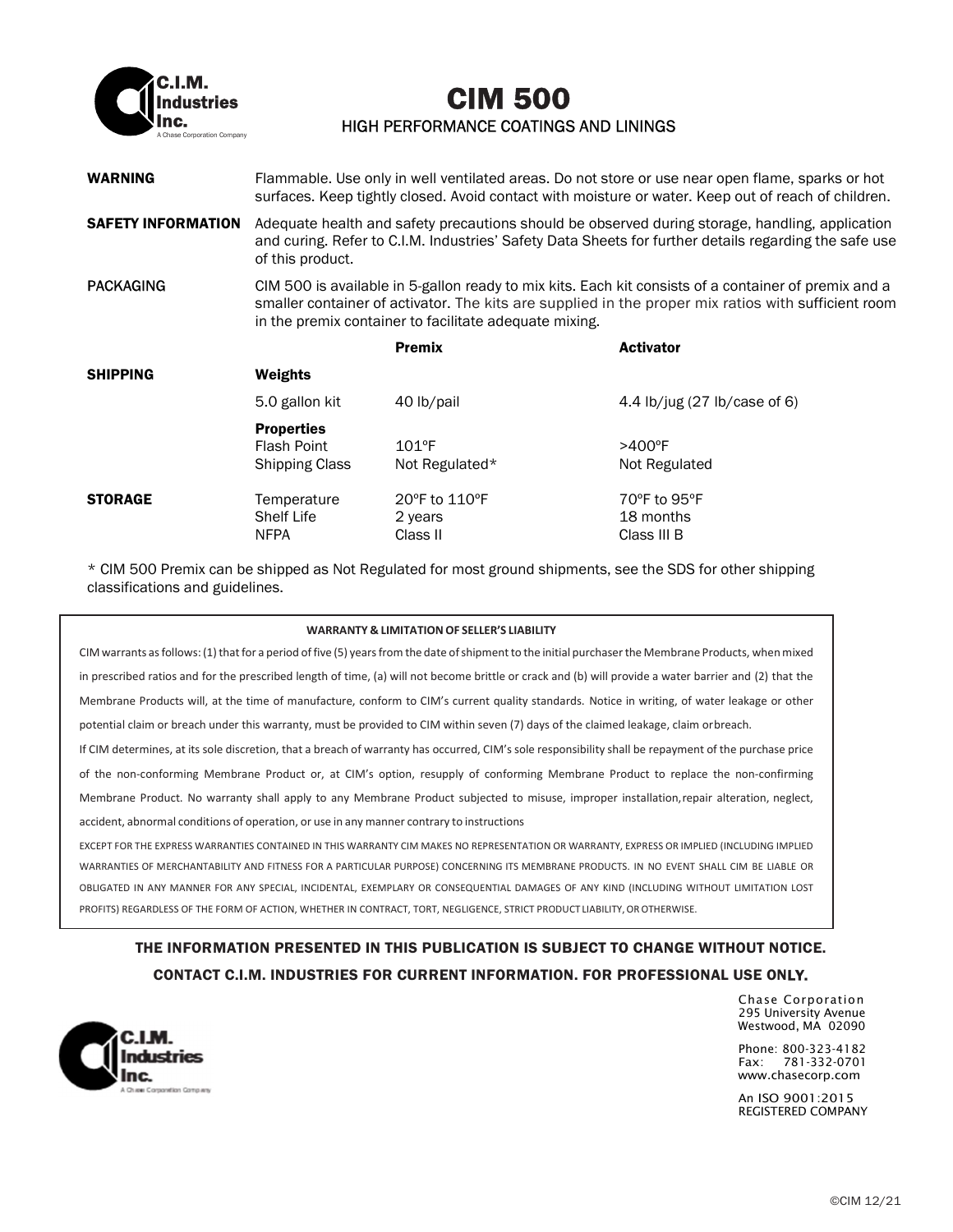# CIM 500

## HIGH PERFORMANCE COATINGS AND LININGS

**WARNING** Flammable. Use only in well ventilated areas. Do not store or use near open flame, sparks or hot surfaces. Keep tightly closed. Avoid contact with moisture or water. Keep out of reach of children.

**SAFETY INFORMATION** Adequate health and safety precautions should be observed during storage, handling, application and curing. Refer to C.I.M. Industries' Safety Data Sheets for further details regarding the safe use of this product.

**PACKAGING** CIM 500 is available in 5-gallon ready to mix kits. Each kit consists of a container of premix and a smaller container of activator. The kits are supplied in the proper mix ratios with sufficient room in the premix container to facilitate adequate mixing.

| | | Premix | Activator |
|---|---|---|---|
| **SHIPPING** | **Weights** | | |
| | 5.0 gallon kit | 40 lb/pail | 4.4 lb/jug (27 lb/case of 6) |
| | **Properties** | | |
| | Flash Point | 101ºF | >400ºF |
| | Shipping Class | Not Regulated* | Not Regulated |
| **STORAGE** | Temperature | 20ºF to 110ºF | 70ºF to 95ºF |
| | Shelf Life | 2 years | 18 months |
| | NFPA | Class II | Class III B |

* CIM 500 Premix can be shipped as Not Regulated for most ground shipments, see the SDS for other shipping classifications and guidelines.

**WARRANTY & LIMITATION OF SELLER'S LIABILITY**

CIM warrants as follows: (1) that for a period of five (5) years from the date of shipment to the initial purchaser the Membrane Products, when mixed in prescribed ratios and for the prescribed length of time, (a) will not become brittle or crack and (b) will provide a water barrier and (2) that the Membrane Products will, at the time of manufacture, conform to CIM's current quality standards. Notice in writing, of water leakage or other potential claim or breach under this warranty, must be provided to CIM within seven (7) days of the claimed leakage, claim or breach.

If CIM determines, at its sole discretion, that a breach of warranty has occurred, CIM's sole responsibility shall be repayment of the purchase price of the non-conforming Membrane Product or, at CIM's option, resupply of conforming Membrane Product to replace the non-confirming Membrane Product. No warranty shall apply to any Membrane Product subjected to misuse, improper installation, repair alteration, neglect, accident, abnormal conditions of operation, or use in any manner contrary to instructions

EXCEPT FOR THE EXPRESS WARRANTIES CONTAINED IN THIS WARRANTY CIM MAKES NO REPRESENTATION OR WARRANTY, EXPRESS OR IMPLIED (INCLUDING IMPLIED WARRANTIES OF MERCHANTABILITY AND FITNESS FOR A PARTICULAR PURPOSE) CONCERNING ITS MEMBRANE PRODUCTS. IN NO EVENT SHALL CIM BE LIABLE OR OBLIGATED IN ANY MANNER FOR ANY SPECIAL, INCIDENTAL, EXEMPLARY OR CONSEQUENTIAL DAMAGES OF ANY KIND (INCLUDING WITHOUT LIMITATION LOST PROFITS) REGARDLESS OF THE FORM OF ACTION, WHETHER IN CONTRACT, TORT, NEGLIGENCE, STRICT PRODUCT LIABILITY, OR OTHERWISE.

**THE INFORMATION PRESENTED IN THIS PUBLICATION IS SUBJECT TO CHANGE WITHOUT NOTICE.**

**CONTACT C.I.M. INDUSTRIES FOR CURRENT INFORMATION. FOR PROFESSIONAL USE ONLY.**

Chase Corporation
295 University Avenue
Westwood, MA 02090

Phone: 800-323-4182
Fax: 781-332-0701
www.chasecorp.com

An ISO 9001:2015
REGISTERED COMPANY

©CIM 12/21